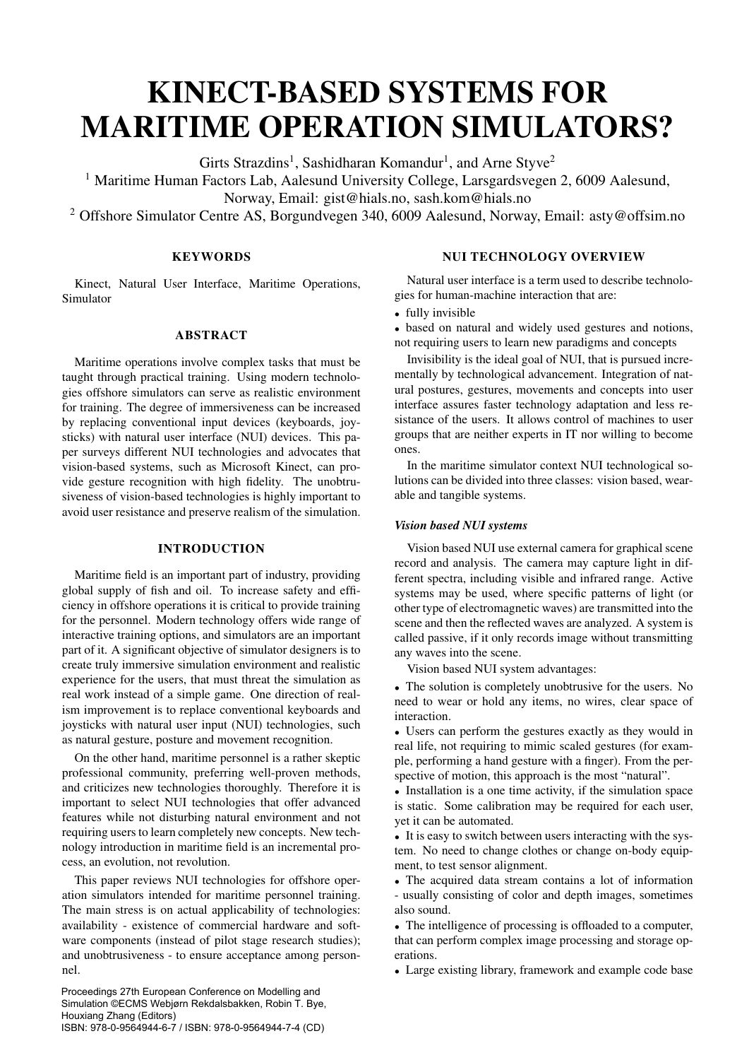# KINECT-BASED SYSTEMS FOR MARITIME OPERATION SIMULATORS?

Girts Strazdins[1], Sashidharan Komandur[1], and Arne Styve[2]

[1] Maritime Human Factors Lab, Aalesund University College, Larsgardsvegen 2, 6009 Aalesund, Norway, Email: gist@hials.no, sash.kom@hials.no

[2] Offshore Simulator Centre AS, Borgundvegen 340, 6009 Aalesund, Norway, Email: asty@offsim.no

## KEYWORDS

Kinect, Natural User Interface, Maritime Operations, Simulator

## ABSTRACT

Maritime operations involve complex tasks that must be taught through practical training. Using modern technologies offshore simulators can serve as realistic environment for training. The degree of immersiveness can be increased by replacing conventional input devices (keyboards, joysticks) with natural user interface (NUI) devices. This paper surveys different NUI technologies and advocates that vision-based systems, such as Microsoft Kinect, can provide gesture recognition with high fidelity. The unobtrusiveness of vision-based technologies is highly important to avoid user resistance and preserve realism of the simulation.

## INTRODUCTION

Maritime field is an important part of industry, providing global supply of fish and oil. To increase safety and efficiency in offshore operations it is critical to provide training for the personnel. Modern technology offers wide range of interactive training options, and simulators are an important part of it. A significant objective of simulator designers is to create truly immersive simulation environment and realistic experience for the users, that must threat the simulation as real work instead of a simple game. One direction of realism improvement is to replace conventional keyboards and joysticks with natural user input (NUI) technologies, such as natural gesture, posture and movement recognition.

On the other hand, maritime personnel is a rather skeptic professional community, preferring well-proven methods, and criticizes new technologies thoroughly. Therefore it is important to select NUI technologies that offer advanced features while not disturbing natural environment and not requiring users to learn completely new concepts. New technology introduction in maritime field is an incremental process, an evolution, not revolution.

This paper reviews NUI technologies for offshore operation simulators intended for maritime personnel training. The main stress is on actual applicability of technologies: availability - existence of commercial hardware and software components (instead of pilot stage research studies); and unobtrusiveness - to ensure acceptance among personnel.

## NUI TECHNOLOGY OVERVIEW

Natural user interface is a term used to describe technologies for human-machine interaction that are:

- fully invisible
- based on natural and widely used gestures and notions, not requiring users to learn new paradigms and concepts

Invisibility is the ideal goal of NUI, that is pursued incrementally by technological advancement. Integration of natural postures, gestures, movements and concepts into user interface assures faster technology adaptation and less resistance of the users. It allows control of machines to user groups that are neither experts in IT nor willing to become ones.

In the maritime simulator context NUI technological solutions can be divided into three classes: vision based, wearable and tangible systems.

### *Vision based NUI systems*

Vision based NUI use external camera for graphical scene record and analysis. The camera may capture light in different spectra, including visible and infrared range. Active systems may be used, where specific patterns of light (or other type of electromagnetic waves) are transmitted into the scene and then the reflected waves are analyzed. A system is called passive, if it only records image without transmitting any waves into the scene.

Vision based NUI system advantages:

- The solution is completely unobtrusive for the users. No need to wear or hold any items, no wires, clear space of interaction.
- Users can perform the gestures exactly as they would in real life, not requiring to mimic scaled gestures (for example, performing a hand gesture with a finger). From the perspective of motion, this approach is the most "natural".
- Installation is a one time activity, if the simulation space is static. Some calibration may be required for each user, yet it can be automated.
- It is easy to switch between users interacting with the system. No need to change clothes or change on-body equipment, to test sensor alignment.
- The acquired data stream contains a lot of information - usually consisting of color and depth images, sometimes also sound.
- The intelligence of processing is offloaded to a computer, that can perform complex image processing and storage operations.
- Large existing library, framework and example code base

Proceedings 27th European Conference on Modelling and Simulation ©ECMS Webjørn Rekdalsbakken, Robin T. Bye, Houxiang Zhang (Editors)
ISBN: 978-0-9564944-6-7 / ISBN: 978-0-9564944-7-4 (CD)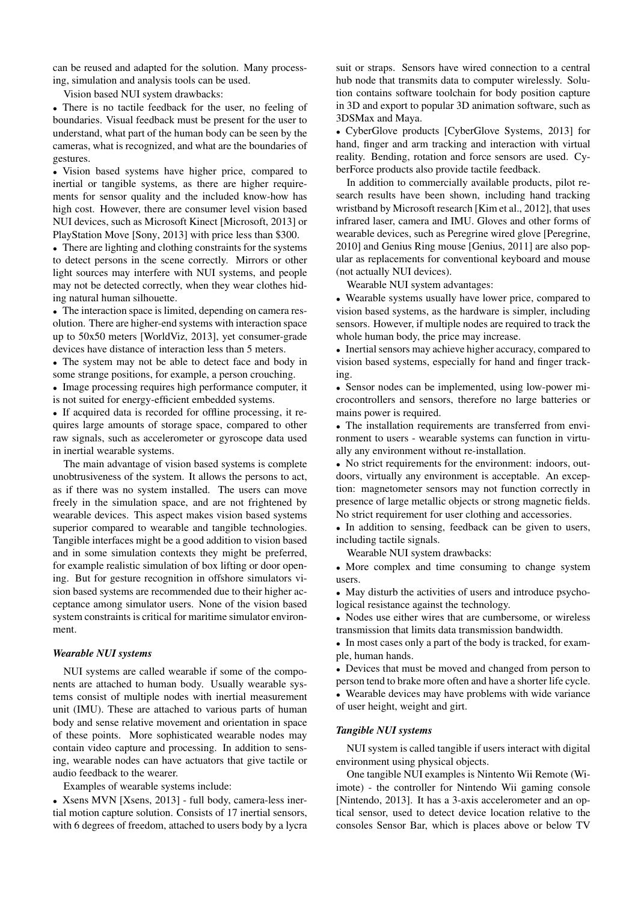can be reused and adapted for the solution. Many processing, simulation and analysis tools can be used.

Vision based NUI system drawbacks:

- There is no tactile feedback for the user, no feeling of boundaries. Visual feedback must be present for the user to understand, what part of the human body can be seen by the cameras, what is recognized, and what are the boundaries of gestures.
- Vision based systems have higher price, compared to inertial or tangible systems, as there are higher requirements for sensor quality and the included know-how has high cost. However, there are consumer level vision based NUI devices, such as Microsoft Kinect [Microsoft, 2013] or PlayStation Move [Sony, 2013] with price less than $300.
- There are lighting and clothing constraints for the systems to detect persons in the scene correctly. Mirrors or other light sources may interfere with NUI systems, and people may not be detected correctly, when they wear clothes hiding natural human silhouette.
- The interaction space is limited, depending on camera resolution. There are higher-end systems with interaction space up to 50x50 meters [WorldViz, 2013], yet consumer-grade devices have distance of interaction less than 5 meters.
- The system may not be able to detect face and body in some strange positions, for example, a person crouching.
- Image processing requires high performance computer, it is not suited for energy-efficient embedded systems.
- If acquired data is recorded for offline processing, it requires large amounts of storage space, compared to other raw signals, such as accelerometer or gyroscope data used in inertial wearable systems.

The main advantage of vision based systems is complete unobtrusiveness of the system. It allows the persons to act, as if there was no system installed. The users can move freely in the simulation space, and are not frightened by wearable devices. This aspect makes vision based systems superior compared to wearable and tangible technologies. Tangible interfaces might be a good addition to vision based and in some simulation contexts they might be preferred, for example realistic simulation of box lifting or door opening. But for gesture recognition in offshore simulators vision based systems are recommended due to their higher acceptance among simulator users. None of the vision based system constraints is critical for maritime simulator environment.

### *Wearable NUI systems*

NUI systems are called wearable if some of the components are attached to human body. Usually wearable systems consist of multiple nodes with inertial measurement unit (IMU). These are attached to various parts of human body and sense relative movement and orientation in space of these points. More sophisticated wearable nodes may contain video capture and processing. In addition to sensing, wearable nodes can have actuators that give tactile or audio feedback to the wearer.

Examples of wearable systems include:

- Xsens MVN [Xsens, 2013] - full body, camera-less inertial motion capture solution. Consists of 17 inertial sensors, with 6 degrees of freedom, attached to users body by a lycra suit or straps. Sensors have wired connection to a central hub node that transmits data to computer wirelessly. Solution contains software toolchain for body position capture in 3D and export to popular 3D animation software, such as 3DSMax and Maya.
- CyberGlove products [CyberGlove Systems, 2013] for hand, finger and arm tracking and interaction with virtual reality. Bending, rotation and force sensors are used. CyberForce products also provide tactile feedback.

In addition to commercially available products, pilot research results have been shown, including hand tracking wristband by Microsoft research [Kim et al., 2012], that uses infrared laser, camera and IMU. Gloves and other forms of wearable devices, such as Peregrine wired glove [Peregrine, 2010] and Genius Ring mouse [Genius, 2011] are also popular as replacements for conventional keyboard and mouse (not actually NUI devices).

Wearable NUI system advantages:

- Wearable systems usually have lower price, compared to vision based systems, as the hardware is simpler, including sensors. However, if multiple nodes are required to track the whole human body, the price may increase.
- Inertial sensors may achieve higher accuracy, compared to vision based systems, especially for hand and finger tracking.
- Sensor nodes can be implemented, using low-power microcontrollers and sensors, therefore no large batteries or mains power is required.
- The installation requirements are transferred from environment to users - wearable systems can function in virtually any environment without re-installation.
- No strict requirements for the environment: indoors, outdoors, virtually any environment is acceptable. An exception: magnetometer sensors may not function correctly in presence of large metallic objects or strong magnetic fields. No strict requirement for user clothing and accessories.
- In addition to sensing, feedback can be given to users, including tactile signals.

Wearable NUI system drawbacks:

- More complex and time consuming to change system users.
- May disturb the activities of users and introduce psychological resistance against the technology.
- Nodes use either wires that are cumbersome, or wireless transmission that limits data transmission bandwidth.
- In most cases only a part of the body is tracked, for example, human hands.
- Devices that must be moved and changed from person to person tend to brake more often and have a shorter life cycle.
- Wearable devices may have problems with wide variance of user height, weight and girt.

### *Tangible NUI systems*

NUI system is called tangible if users interact with digital environment using physical objects.

One tangible NUI examples is Nintento Wii Remote (Wiimote) - the controller for Nintendo Wii gaming console [Nintendo, 2013]. It has a 3-axis accelerometer and an optical sensor, used to detect device location relative to the consoles Sensor Bar, which is places above or below TV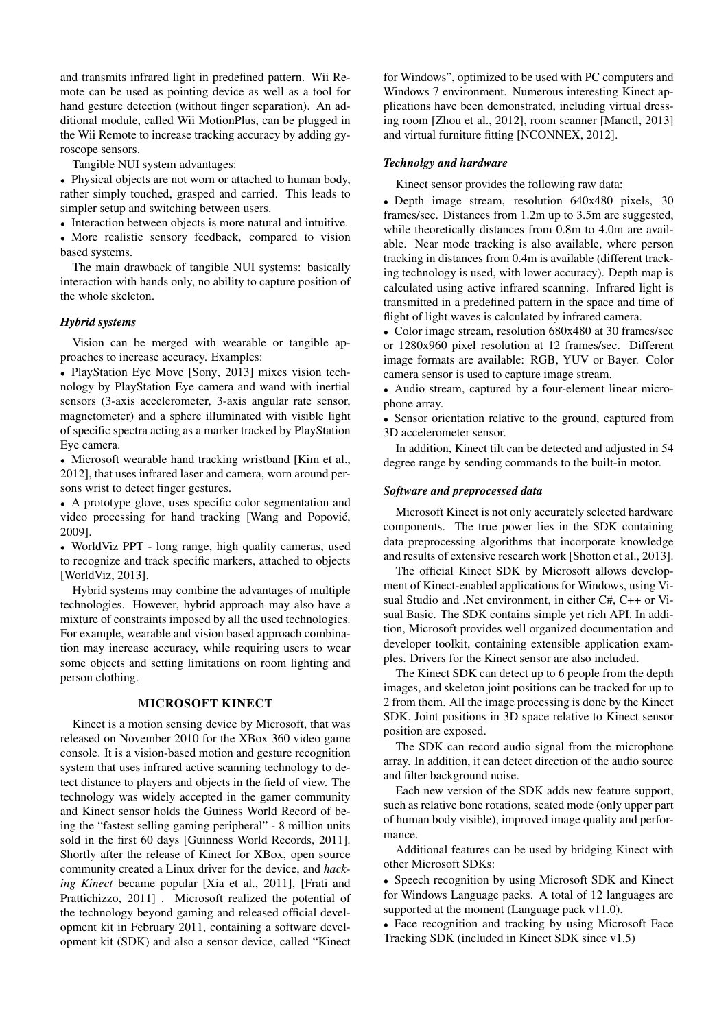and transmits infrared light in predefined pattern. Wii Remote can be used as pointing device as well as a tool for hand gesture detection (without finger separation). An additional module, called Wii MotionPlus, can be plugged in the Wii Remote to increase tracking accuracy by adding gyroscope sensors.

Tangible NUI system advantages:

- Physical objects are not worn or attached to human body, rather simply touched, grasped and carried. This leads to simpler setup and switching between users.
- Interaction between objects is more natural and intuitive.
- More realistic sensory feedback, compared to vision based systems.

The main drawback of tangible NUI systems: basically interaction with hands only, no ability to capture position of the whole skeleton.

### *Hybrid systems*

Vision can be merged with wearable or tangible approaches to increase accuracy. Examples:

- PlayStation Eye Move [Sony, 2013] mixes vision technology by PlayStation Eye camera and wand with inertial sensors (3-axis accelerometer, 3-axis angular rate sensor, magnetometer) and a sphere illuminated with visible light of specific spectra acting as a marker tracked by PlayStation Eye camera.
- Microsoft wearable hand tracking wristband [Kim et al., 2012], that uses infrared laser and camera, worn around persons wrist to detect finger gestures.
- A prototype glove, uses specific color segmentation and video processing for hand tracking [Wang and Popović, 2009].
- WorldViz PPT - long range, high quality cameras, used to recognize and track specific markers, attached to objects [WorldViz, 2013].

Hybrid systems may combine the advantages of multiple technologies. However, hybrid approach may also have a mixture of constraints imposed by all the used technologies. For example, wearable and vision based approach combination may increase accuracy, while requiring users to wear some objects and setting limitations on room lighting and person clothing.

## MICROSOFT KINECT

Kinect is a motion sensing device by Microsoft, that was released on November 2010 for the XBox 360 video game console. It is a vision-based motion and gesture recognition system that uses infrared active scanning technology to detect distance to players and objects in the field of view. The technology was widely accepted in the gamer community and Kinect sensor holds the Guiness World Record of being the "fastest selling gaming peripheral" - 8 million units sold in the first 60 days [Guinness World Records, 2011]. Shortly after the release of Kinect for XBox, open source community created a Linux driver for the device, and *hacking Kinect* became popular [Xia et al., 2011], [Frati and Prattichizzo, 2011] . Microsoft realized the potential of the technology beyond gaming and released official development kit in February 2011, containing a software development kit (SDK) and also a sensor device, called "Kinect for Windows", optimized to be used with PC computers and Windows 7 environment. Numerous interesting Kinect applications have been demonstrated, including virtual dressing room [Zhou et al., 2012], room scanner [Manctl, 2013] and virtual furniture fitting [NCONNEX, 2012].

### *Technolgy and hardware*

Kinect sensor provides the following raw data:

- Depth image stream, resolution 640x480 pixels, 30 frames/sec. Distances from 1.2m up to 3.5m are suggested, while theoretically distances from 0.8m to 4.0m are available. Near mode tracking is also available, where person tracking in distances from 0.4m is available (different tracking technology is used, with lower accuracy). Depth map is calculated using active infrared scanning. Infrared light is transmitted in a predefined pattern in the space and time of flight of light waves is calculated by infrared camera.
- Color image stream, resolution 680x480 at 30 frames/sec or 1280x960 pixel resolution at 12 frames/sec. Different image formats are available: RGB, YUV or Bayer. Color camera sensor is used to capture image stream.
- Audio stream, captured by a four-element linear microphone array.
- Sensor orientation relative to the ground, captured from 3D accelerometer sensor.

In addition, Kinect tilt can be detected and adjusted in 54 degree range by sending commands to the built-in motor.

### *Software and preprocessed data*

Microsoft Kinect is not only accurately selected hardware components. The true power lies in the SDK containing data preprocessing algorithms that incorporate knowledge and results of extensive research work [Shotton et al., 2013].

The official Kinect SDK by Microsoft allows development of Kinect-enabled applications for Windows, using Visual Studio and .Net environment, in either C#, C++ or Visual Basic. The SDK contains simple yet rich API. In addition, Microsoft provides well organized documentation and developer toolkit, containing extensible application examples. Drivers for the Kinect sensor are also included.

The Kinect SDK can detect up to 6 people from the depth images, and skeleton joint positions can be tracked for up to 2 from them. All the image processing is done by the Kinect SDK. Joint positions in 3D space relative to Kinect sensor position are exposed.

The SDK can record audio signal from the microphone array. In addition, it can detect direction of the audio source and filter background noise.

Each new version of the SDK adds new feature support, such as relative bone rotations, seated mode (only upper part of human body visible), improved image quality and performance.

Additional features can be used by bridging Kinect with other Microsoft SDKs:

- Speech recognition by using Microsoft SDK and Kinect for Windows Language packs. A total of 12 languages are supported at the moment (Language pack v11.0).
- Face recognition and tracking by using Microsoft Face Tracking SDK (included in Kinect SDK since v1.5)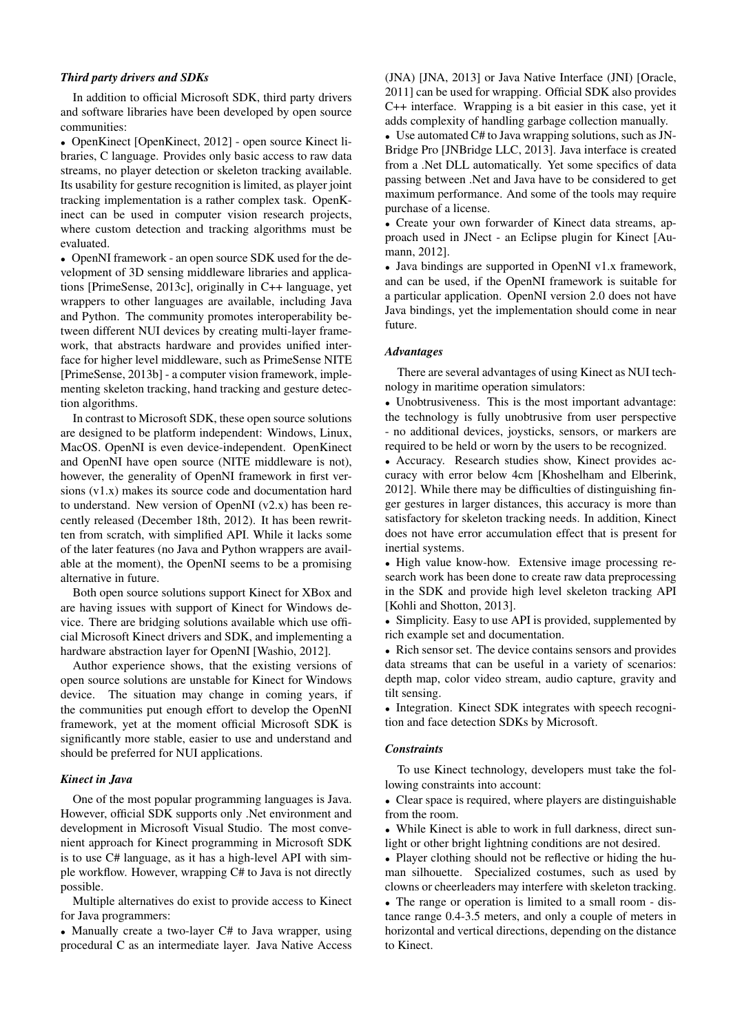### *Third party drivers and SDKs*

In addition to official Microsoft SDK, third party drivers and software libraries have been developed by open source communities:

- OpenKinect [OpenKinect, 2012] - open source Kinect libraries, C language. Provides only basic access to raw data streams, no player detection or skeleton tracking available. Its usability for gesture recognition is limited, as player joint tracking implementation is a rather complex task. OpenKinect can be used in computer vision research projects, where custom detection and tracking algorithms must be evaluated.
- OpenNI framework - an open source SDK used for the development of 3D sensing middleware libraries and applications [PrimeSense, 2013c], originally in C++ language, yet wrappers to other languages are available, including Java and Python. The community promotes interoperability between different NUI devices by creating multi-layer framework, that abstracts hardware and provides unified interface for higher level middleware, such as PrimeSense NITE [PrimeSense, 2013b] - a computer vision framework, implementing skeleton tracking, hand tracking and gesture detection algorithms.

In contrast to Microsoft SDK, these open source solutions are designed to be platform independent: Windows, Linux, MacOS. OpenNI is even device-independent. OpenKinect and OpenNI have open source (NITE middleware is not), however, the generality of OpenNI framework in first versions (v1.x) makes its source code and documentation hard to understand. New version of OpenNI (v2.x) has been recently released (December 18th, 2012). It has been rewritten from scratch, with simplified API. While it lacks some of the later features (no Java and Python wrappers are available at the moment), the OpenNI seems to be a promising alternative in future.

Both open source solutions support Kinect for XBox and are having issues with support of Kinect for Windows device. There are bridging solutions available which use official Microsoft Kinect drivers and SDK, and implementing a hardware abstraction layer for OpenNI [Washio, 2012].

Author experience shows, that the existing versions of open source solutions are unstable for Kinect for Windows device. The situation may change in coming years, if the communities put enough effort to develop the OpenNI framework, yet at the moment official Microsoft SDK is significantly more stable, easier to use and understand and should be preferred for NUI applications.

### *Kinect in Java*

One of the most popular programming languages is Java. However, official SDK supports only .Net environment and development in Microsoft Visual Studio. The most convenient approach for Kinect programming in Microsoft SDK is to use C# language, as it has a high-level API with simple workflow. However, wrapping C# to Java is not directly possible.

Multiple alternatives do exist to provide access to Kinect for Java programmers:

- Manually create a two-layer C# to Java wrapper, using procedural C as an intermediate layer. Java Native Access (JNA) [JNA, 2013] or Java Native Interface (JNI) [Oracle, 2011] can be used for wrapping. Official SDK also provides C++ interface. Wrapping is a bit easier in this case, yet it adds complexity of handling garbage collection manually.
- Use automated C# to Java wrapping solutions, such as JNBridge Pro [JNBridge LLC, 2013]. Java interface is created from a .Net DLL automatically. Yet some specifics of data passing between .Net and Java have to be considered to get maximum performance. And some of the tools may require purchase of a license.
- Create your own forwarder of Kinect data streams, approach used in JNect - an Eclipse plugin for Kinect [Aumann, 2012].
- Java bindings are supported in OpenNI v1.x framework, and can be used, if the OpenNI framework is suitable for a particular application. OpenNI version 2.0 does not have Java bindings, yet the implementation should come in near future.

### *Advantages*

There are several advantages of using Kinect as NUI technology in maritime operation simulators:

- Unobtrusiveness. This is the most important advantage: the technology is fully unobtrusive from user perspective - no additional devices, joysticks, sensors, or markers are required to be held or worn by the users to be recognized.
- Accuracy. Research studies show, Kinect provides accuracy with error below 4cm [Khoshelham and Elberink, 2012]. While there may be difficulties of distinguishing finger gestures in larger distances, this accuracy is more than satisfactory for skeleton tracking needs. In addition, Kinect does not have error accumulation effect that is present for inertial systems.
- High value know-how. Extensive image processing research work has been done to create raw data preprocessing in the SDK and provide high level skeleton tracking API [Kohli and Shotton, 2013].
- Simplicity. Easy to use API is provided, supplemented by rich example set and documentation.
- Rich sensor set. The device contains sensors and provides data streams that can be useful in a variety of scenarios: depth map, color video stream, audio capture, gravity and tilt sensing.
- Integration. Kinect SDK integrates with speech recognition and face detection SDKs by Microsoft.

### *Constraints*

To use Kinect technology, developers must take the following constraints into account:

- Clear space is required, where players are distinguishable from the room.
- While Kinect is able to work in full darkness, direct sunlight or other bright lightning conditions are not desired.
- Player clothing should not be reflective or hiding the human silhouette. Specialized costumes, such as used by clowns or cheerleaders may interfere with skeleton tracking.
- The range or operation is limited to a small room - distance range 0.4-3.5 meters, and only a couple of meters in horizontal and vertical directions, depending on the distance to Kinect.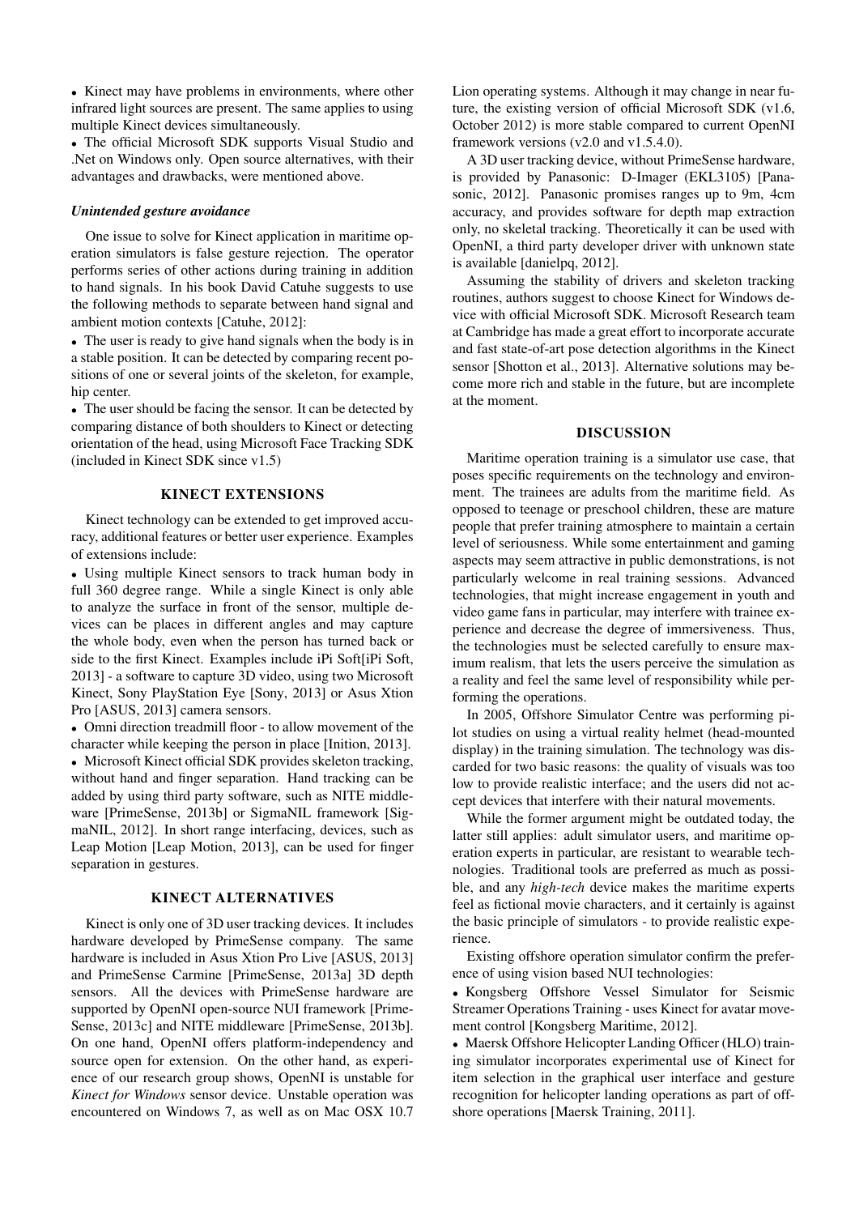- Kinect may have problems in environments, where other infrared light sources are present. The same applies to using multiple Kinect devices simultaneously.
- The official Microsoft SDK supports Visual Studio and .Net on Windows only. Open source alternatives, with their advantages and drawbacks, were mentioned above.

#### *Unintended gesture avoidance*

One issue to solve for Kinect application in maritime operation simulators is false gesture rejection. The operator performs series of other actions during training in addition to hand signals. In his book David Catuhe suggests to use the following methods to separate between hand signal and ambient motion contexts [Catuhe, 2012]:

- The user is ready to give hand signals when the body is in a stable position. It can be detected by comparing recent positions of one or several joints of the skeleton, for example, hip center.
- The user should be facing the sensor. It can be detected by comparing distance of both shoulders to Kinect or detecting orientation of the head, using Microsoft Face Tracking SDK (included in Kinect SDK since v1.5)

## KINECT EXTENSIONS

Kinect technology can be extended to get improved accuracy, additional features or better user experience. Examples of extensions include:

- Using multiple Kinect sensors to track human body in full 360 degree range. While a single Kinect is only able to analyze the surface in front of the sensor, multiple devices can be places in different angles and may capture the whole body, even when the person has turned back or side to the first Kinect. Examples include iPi Soft[iPi Soft, 2013] - a software to capture 3D video, using two Microsoft Kinect, Sony PlayStation Eye [Sony, 2013] or Asus Xtion Pro [ASUS, 2013] camera sensors.
- Omni direction treadmill floor - to allow movement of the character while keeping the person in place [Inition, 2013].
- Microsoft Kinect official SDK provides skeleton tracking, without hand and finger separation. Hand tracking can be added by using third party software, such as NITE middleware [PrimeSense, 2013b] or SigmaNIL framework [SigmaNIL, 2012]. In short range interfacing, devices, such as Leap Motion [Leap Motion, 2013], can be used for finger separation in gestures.

## KINECT ALTERNATIVES

Kinect is only one of 3D user tracking devices. It includes hardware developed by PrimeSense company. The same hardware is included in Asus Xtion Pro Live [ASUS, 2013] and PrimeSense Carmine [PrimeSense, 2013a] 3D depth sensors. All the devices with PrimeSense hardware are supported by OpenNI open-source NUI framework [PrimeSense, 2013c] and NITE middleware [PrimeSense, 2013b]. On one hand, OpenNI offers platform-independency and source open for extension. On the other hand, as experience of our research group shows, OpenNI is unstable for *Kinect for Windows* sensor device. Unstable operation was encountered on Windows 7, as well as on Mac OSX 10.7 Lion operating systems. Although it may change in near future, the existing version of official Microsoft SDK (v1.6, October 2012) is more stable compared to current OpenNI framework versions (v2.0 and v1.5.4.0).

A 3D user tracking device, without PrimeSense hardware, is provided by Panasonic: D-Imager (EKL3105) [Panasonic, 2012]. Panasonic promises ranges up to 9m, 4cm accuracy, and provides software for depth map extraction only, no skeletal tracking. Theoretically it can be used with OpenNI, a third party developer driver with unknown state is available [danielpq, 2012].

Assuming the stability of drivers and skeleton tracking routines, authors suggest to choose Kinect for Windows device with official Microsoft SDK. Microsoft Research team at Cambridge has made a great effort to incorporate accurate and fast state-of-art pose detection algorithms in the Kinect sensor [Shotton et al., 2013]. Alternative solutions may become more rich and stable in the future, but are incomplete at the moment.

## DISCUSSION

Maritime operation training is a simulator use case, that poses specific requirements on the technology and environment. The trainees are adults from the maritime field. As opposed to teenage or preschool children, these are mature people that prefer training atmosphere to maintain a certain level of seriousness. While some entertainment and gaming aspects may seem attractive in public demonstrations, is not particularly welcome in real training sessions. Advanced technologies, that might increase engagement in youth and video game fans in particular, may interfere with trainee experience and decrease the degree of immersiveness. Thus, the technologies must be selected carefully to ensure maximum realism, that lets the users perceive the simulation as a reality and feel the same level of responsibility while performing the operations.

In 2005, Offshore Simulator Centre was performing pilot studies on using a virtual reality helmet (head-mounted display) in the training simulation. The technology was discarded for two basic reasons: the quality of visuals was too low to provide realistic interface; and the users did not accept devices that interfere with their natural movements.

While the former argument might be outdated today, the latter still applies: adult simulator users, and maritime operation experts in particular, are resistant to wearable technologies. Traditional tools are preferred as much as possible, and any *high-tech* device makes the maritime experts feel as fictional movie characters, and it certainly is against the basic principle of simulators - to provide realistic experience.

Existing offshore operation simulator confirm the preference of using vision based NUI technologies:

- Kongsberg Offshore Vessel Simulator for Seismic Streamer Operations Training - uses Kinect for avatar movement control [Kongsberg Maritime, 2012].
- Maersk Offshore Helicopter Landing Officer (HLO) training simulator incorporates experimental use of Kinect for item selection in the graphical user interface and gesture recognition for helicopter landing operations as part of offshore operations [Maersk Training, 2011].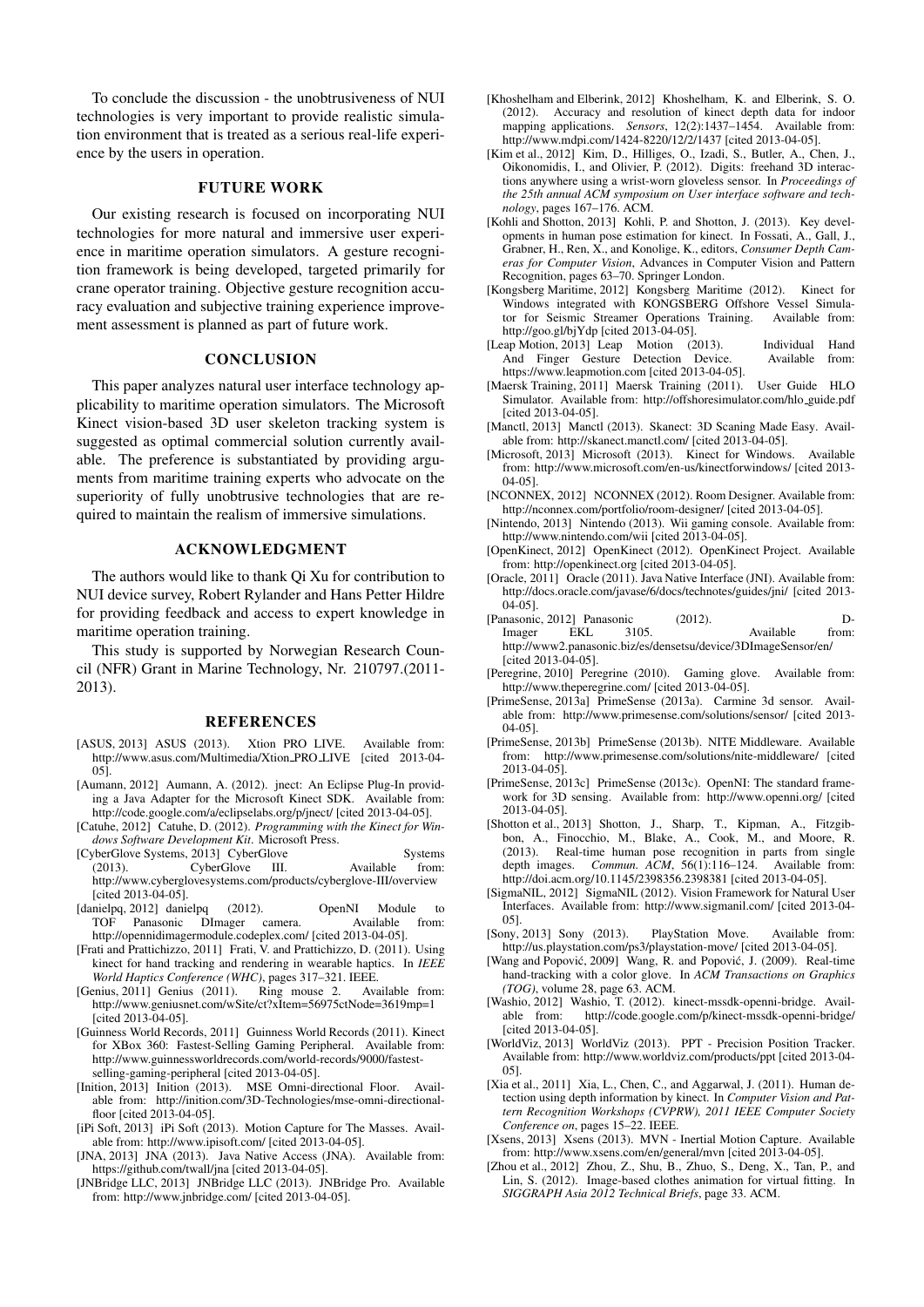To conclude the discussion - the unobtrusiveness of NUI technologies is very important to provide realistic simulation environment that is treated as a serious real-life experience by the users in operation.

## FUTURE WORK

Our existing research is focused on incorporating NUI technologies for more natural and immersive user experience in maritime operation simulators. A gesture recognition framework is being developed, targeted primarily for crane operator training. Objective gesture recognition accuracy evaluation and subjective training experience improvement assessment is planned as part of future work.

## CONCLUSION

This paper analyzes natural user interface technology applicability to maritime operation simulators. The Microsoft Kinect vision-based 3D user skeleton tracking system is suggested as optimal commercial solution currently available. The preference is substantiated by providing arguments from maritime training experts who advocate on the superiority of fully unobtrusive technologies that are required to maintain the realism of immersive simulations.

## ACKNOWLEDGMENT

The authors would like to thank Qi Xu for contribution to NUI device survey, Robert Rylander and Hans Petter Hildre for providing feedback and access to expert knowledge in maritime operation training.

This study is supported by Norwegian Research Council (NFR) Grant in Marine Technology, Nr. 210797.(2011-2013).

## REFERENCES

[ASUS, 2013] ASUS (2013). Xtion PRO LIVE. Available from: http://www.asus.com/Multimedia/Xtion_PRO_LIVE [cited 2013-04-05].

[Aumann, 2012] Aumann, A. (2012). jnect: An Eclipse Plug-In providing a Java Adapter for the Microsoft Kinect SDK. Available from: http://code.google.com/a/eclipselabs.org/p/jnect/ [cited 2013-04-05].

[Catuhe, 2012] Catuhe, D. (2012). *Programming with the Kinect for Windows Software Development Kit*. Microsoft Press.

[CyberGlove Systems, 2013] CyberGlove Systems (2013). CyberGlove III. Available from: http://www.cyberglovesystems.com/products/cyberglove-III/overview [cited 2013-04-05].

[danielpq, 2012] danielpq (2012). OpenNI Module to TOF Panasonic DImager camera. Available from: http://opennidimagermodule.codeplex.com/ [cited 2013-04-05].

[Frati and Prattichizzo, 2011] Frati, V. and Prattichizzo, D. (2011). Using kinect for hand tracking and rendering in wearable haptics. In *IEEE World Haptics Conference (WHC)*, pages 317–321. IEEE.

[Genius, 2011] Genius (2011). Ring mouse 2. Available from: http://www.geniusnet.com/wSite/ct?xItem=56975ctNode=3619mp=1 [cited 2013-04-05].

[Guinness World Records, 2011] Guinness World Records (2011). Kinect for XBox 360: Fastest-Selling Gaming Peripheral. Available from: http://www.guinnessworldrecords.com/world-records/9000/fastest-selling-gaming-peripheral [cited 2013-04-05].

[Inition, 2013] Inition (2013). MSE Omni-directional Floor. Available from: http://inition.com/3D-Technologies/mse-omni-directional-floor [cited 2013-04-05].

[iPi Soft, 2013] iPi Soft (2013). Motion Capture for The Masses. Available from: http://www.ipisoft.com/ [cited 2013-04-05].

[JNA, 2013] JNA (2013). Java Native Access (JNA). Available from: https://github.com/twall/jna [cited 2013-04-05].

[JNBridge LLC, 2013] JNBridge LLC (2013). JNBridge Pro. Available from: http://www.jnbridge.com/ [cited 2013-04-05].

[Khoshelham and Elberink, 2012] Khoshelham, K. and Elberink, S. O. (2012). Accuracy and resolution of kinect depth data for indoor mapping applications. *Sensors*, 12(2):1437–1454. Available from: http://www.mdpi.com/1424-8220/12/2/1437 [cited 2013-04-05].

[Kim et al., 2012] Kim, D., Hilliges, O., Izadi, S., Butler, A., Chen, J., Oikonomidis, I., and Olivier, P. (2012). Digits: freehand 3D interactions anywhere using a wrist-worn gloveless sensor. In *Proceedings of the 25th annual ACM symposium on User interface software and technology*, pages 167–176. ACM.

[Kohli and Shotton, 2013] Kohli, P. and Shotton, J. (2013). Key developments in human pose estimation for kinect. In Fossati, A., Gall, J., Grabner, H., Ren, X., and Konolige, K., editors, *Consumer Depth Cameras for Computer Vision*, Advances in Computer Vision and Pattern Recognition, pages 63–70. Springer London.

[Kongsberg Maritime, 2012] Kongsberg Maritime (2012). Kinect for Windows integrated with KONGSBERG Offshore Vessel Simulator for Seismic Streamer Operations Training. Available from: http://goo.gl/bjYdp [cited 2013-04-05].

[Leap Motion, 2013] Leap Motion (2013). Individual Hand And Finger Gesture Detection Device. Available from: https://www.leapmotion.com [cited 2013-04-05].

[Maersk Training, 2011] Maersk Training (2011). User Guide HLO Simulator. Available from: http://offshoresimulator.com/hlo_guide.pdf [cited 2013-04-05].

[Manctl, 2013] Manctl (2013). Skanect: 3D Scaning Made Easy. Available from: http://skanect.manctl.com/ [cited 2013-04-05].

[Microsoft, 2013] Microsoft (2013). Kinect for Windows. Available from: http://www.microsoft.com/en-us/kinectforwindows/ [cited 2013-04-05].

[NCONNEX, 2012] NCONNEX (2012). Room Designer. Available from: http://nconnex.com/portfolio/room-designer/ [cited 2013-04-05].

[Nintendo, 2013] Nintendo (2013). Wii gaming console. Available from: http://www.nintendo.com/wii [cited 2013-04-05].

[OpenKinect, 2012] OpenKinect (2012). OpenKinect Project. Available from: http://openkinect.org [cited 2013-04-05].

[Oracle, 2011] Oracle (2011). Java Native Interface (JNI). Available from: http://docs.oracle.com/javase/6/docs/technotes/guides/jni/ [cited 2013-04-05].

[Panasonic, 2012] Panasonic (2012). D-Imager EKL 3105. Available from: http://www2.panasonic.biz/es/densetsu/device/3DImageSensor/en/ [cited 2013-04-05].

[Peregrine, 2010] Peregrine (2010). Gaming glove. Available from: http://www.theperegrine.com/ [cited 2013-04-05].

[PrimeSense, 2013a] PrimeSense (2013a). Carmine 3d sensor. Available from: http://www.primesense.com/solutions/sensor/ [cited 2013-04-05].

[PrimeSense, 2013b] PrimeSense (2013b). NITE Middleware. Available from: http://www.primesense.com/solutions/nite-middleware/ [cited 2013-04-05].

[PrimeSense, 2013c] PrimeSense (2013c). OpenNI: The standard framework for 3D sensing. Available from: http://www.openni.org/ [cited 2013-04-05].

[Shotton et al., 2013] Shotton, J., Sharp, T., Kipman, A., Fitzgibbon, A., Finocchio, M., Blake, A., Cook, M., and Moore, R. (2013). Real-time human pose recognition in parts from single depth images. *Commun. ACM*, 56(1):116–124. Available from: http://doi.acm.org/10.1145/2398356.2398381 [cited 2013-04-05].

[SigmaNIL, 2012] SigmaNIL (2012). Vision Framework for Natural User Interfaces. Available from: http://www.sigmanil.com/ [cited 2013-04-05].

[Sony, 2013] Sony (2013). PlayStation Move. Available from: http://us.playstation.com/ps3/playstation-move/ [cited 2013-04-05].

[Wang and Popović, 2009] Wang, R. and Popović, J. (2009). Real-time hand-tracking with a color glove. In *ACM Transactions on Graphics (TOG)*, volume 28, page 63. ACM.

[Washio, 2012] Washio, T. (2012). kinect-mssdk-openni-bridge. Available from: http://code.google.com/p/kinect-mssdk-openni-bridge/ [cited 2013-04-05].

[WorldViz, 2013] WorldViz (2013). PPT - Precision Position Tracker. Available from: http://www.worldviz.com/products/ppt [cited 2013-04-05].

[Xia et al., 2011] Xia, L., Chen, C., and Aggarwal, J. (2011). Human detection using depth information by kinect. In *Computer Vision and Pattern Recognition Workshops (CVPRW), 2011 IEEE Computer Society Conference on*, pages 15–22. IEEE.

[Xsens, 2013] Xsens (2013). MVN - Inertial Motion Capture. Available from: http://www.xsens.com/en/general/mvn [cited 2013-04-05].

[Zhou et al., 2012] Zhou, Z., Shu, B., Zhuo, S., Deng, X., Tan, P., and Lin, S. (2012). Image-based clothes animation for virtual fitting. In *SIGGRAPH Asia 2012 Technical Briefs*, page 33. ACM.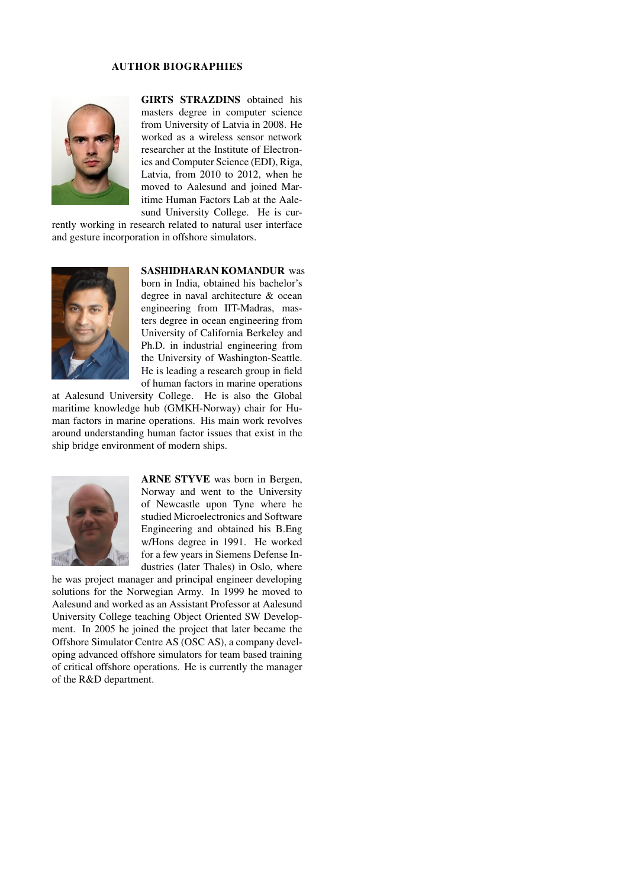## AUTHOR BIOGRAPHIES

**GIRTS STRAZDINS** obtained his masters degree in computer science from University of Latvia in 2008. He worked as a wireless sensor network researcher at the Institute of Electronics and Computer Science (EDI), Riga, Latvia, from 2010 to 2012, when he moved to Aalesund and joined Maritime Human Factors Lab at the Aalesund University College. He is currently working in research related to natural user interface and gesture incorporation in offshore simulators.

**SASHIDHARAN KOMANDUR** was born in India, obtained his bachelor's degree in naval architecture & ocean engineering from IIT-Madras, masters degree in ocean engineering from University of California Berkeley and Ph.D. in industrial engineering from the University of Washington-Seattle. He is leading a research group in field of human factors in marine operations at Aalesund University College. He is also the Global maritime knowledge hub (GMKH-Norway) chair for Human factors in marine operations. His main work revolves around understanding human factor issues that exist in the ship bridge environment of modern ships.

**ARNE STYVE** was born in Bergen, Norway and went to the University of Newcastle upon Tyne where he studied Microelectronics and Software Engineering and obtained his B.Eng w/Hons degree in 1991. He worked for a few years in Siemens Defense Industries (later Thales) in Oslo, where he was project manager and principal engineer developing solutions for the Norwegian Army. In 1999 he moved to Aalesund and worked as an Assistant Professor at Aalesund University College teaching Object Oriented SW Development. In 2005 he joined the project that later became the Offshore Simulator Centre AS (OSC AS), a company developing advanced offshore simulators for team based training of critical offshore operations. He is currently the manager of the R&D department.